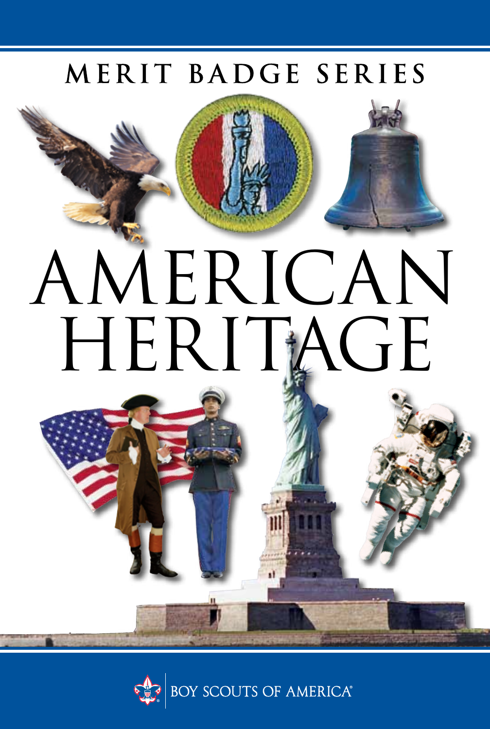MERIT BADGE SERIES

# AMERICAN HERITAGE

BOY SCOUTS OF AMERICA®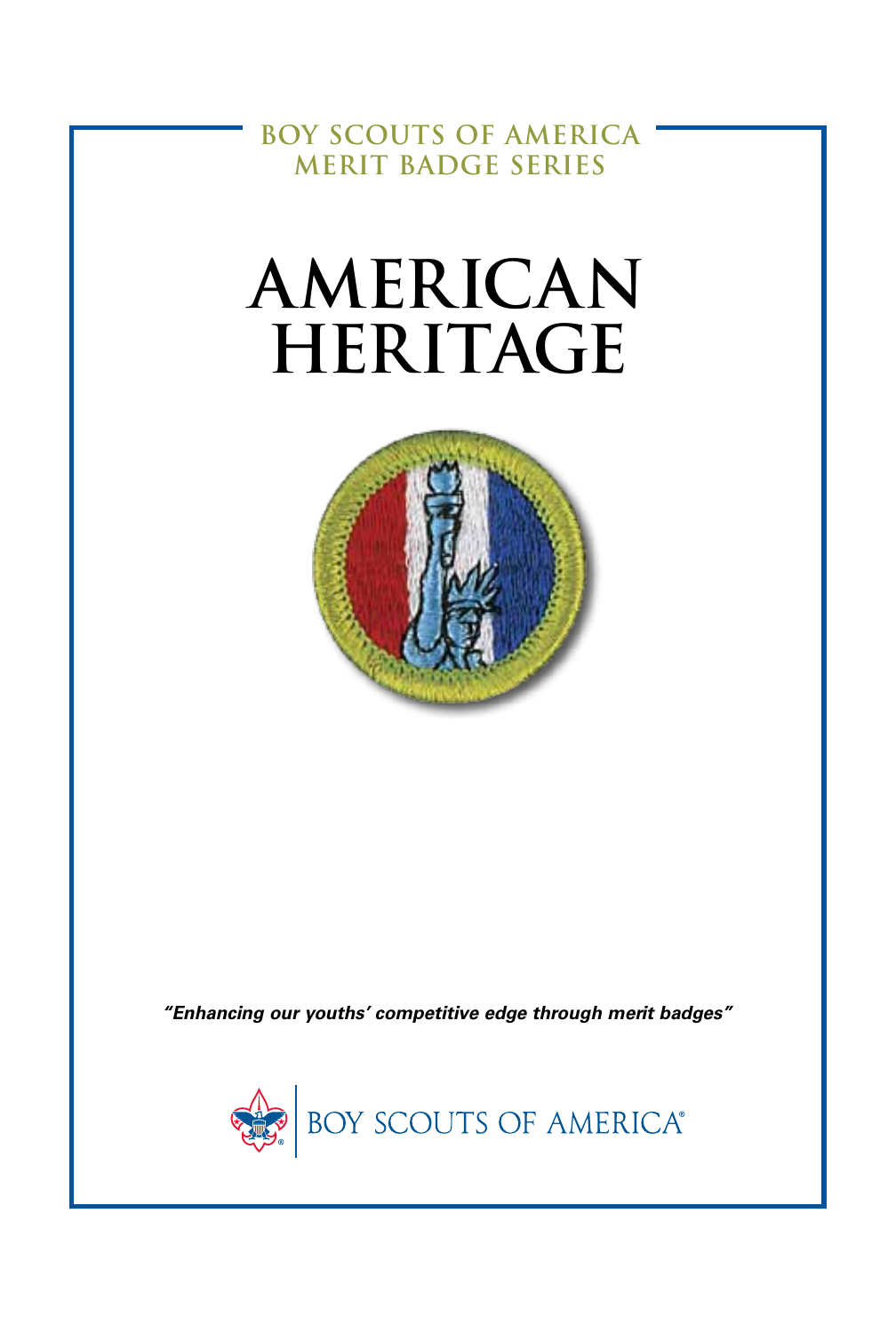BOY SCOUTS OF AMERICA
MERIT BADGE SERIES

# AMERICAN HERITAGE

*"Enhancing our youths' competitive edge through merit badges"*

BOY SCOUTS OF AMERICA®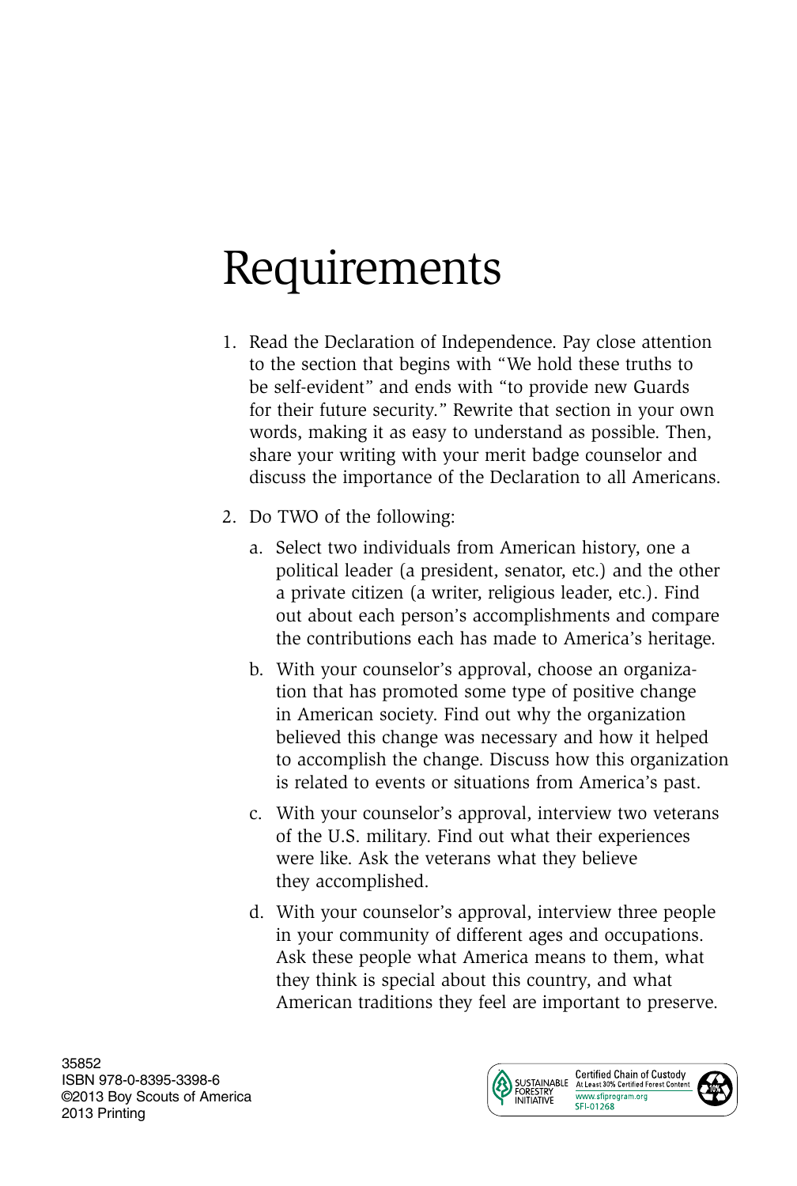# Requirements

1. Read the Declaration of Independence. Pay close attention to the section that begins with "We hold these truths to be self-evident" and ends with "to provide new Guards for their future security." Rewrite that section in your own words, making it as easy to understand as possible. Then, share your writing with your merit badge counselor and discuss the importance of the Declaration to all Americans.

2. Do TWO of the following:

   a. Select two individuals from American history, one a political leader (a president, senator, etc.) and the other a private citizen (a writer, religious leader, etc.). Find out about each person's accomplishments and compare the contributions each has made to America's heritage.

   b. With your counselor's approval, choose an organization that has promoted some type of positive change in American society. Find out why the organization believed this change was necessary and how it helped to accomplish the change. Discuss how this organization is related to events or situations from America's past.

   c. With your counselor's approval, interview two veterans of the U.S. military. Find out what their experiences were like. Ask the veterans what they believe they accomplished.

   d. With your counselor's approval, interview three people in your community of different ages and occupations. Ask these people what America means to them, what they think is special about this country, and what American traditions they feel are important to preserve.

35852
ISBN 978-0-8395-3398-6
©2013 Boy Scouts of America
2013 Printing

SUSTAINABLE FORESTRY INITIATIVE
Certified Chain of Custody
At Least 30% Certified Forest Content
www.sfiprogram.org
SFI-01268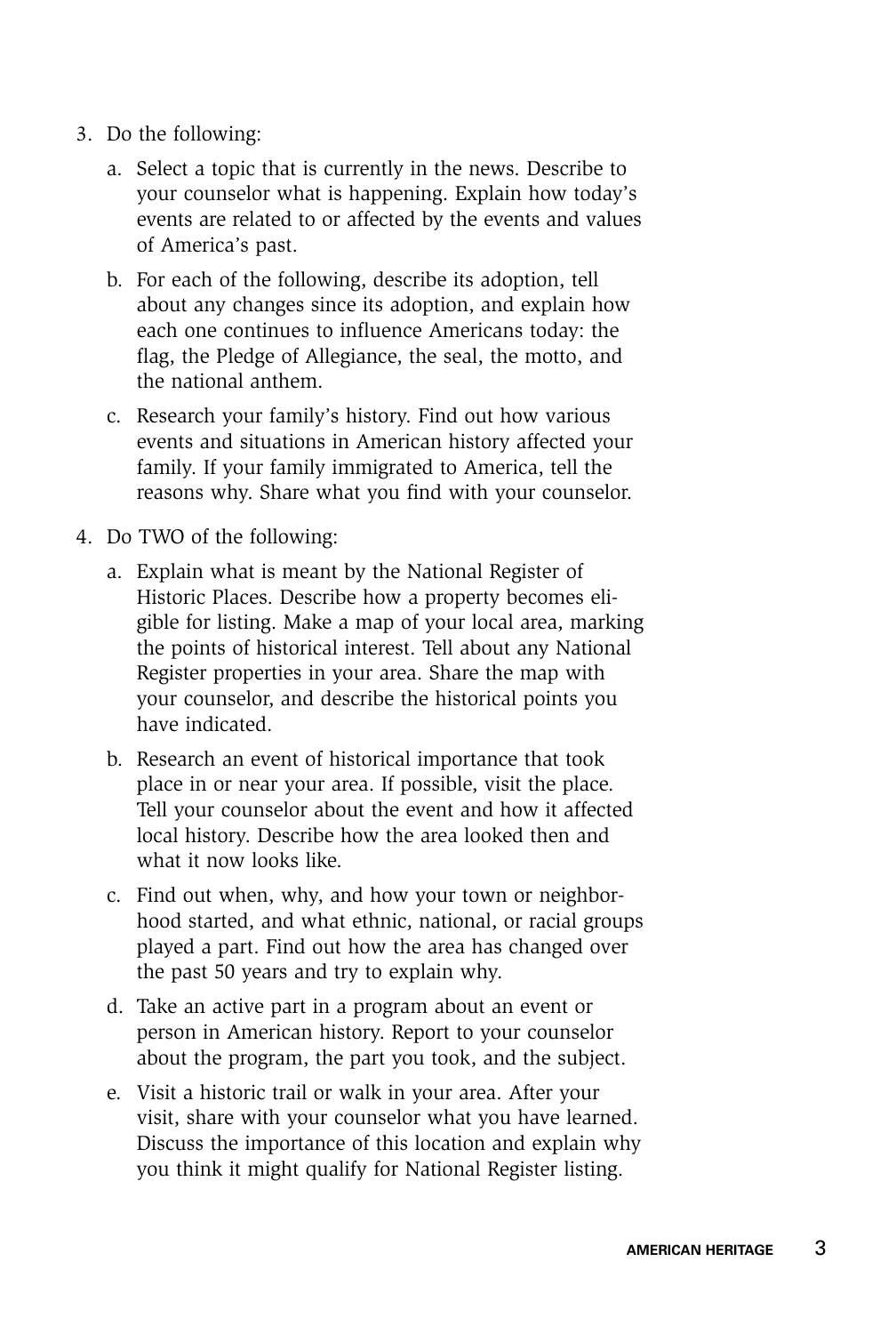3. Do the following:

   a. Select a topic that is currently in the news. Describe to your counselor what is happening. Explain how today's events are related to or affected by the events and values of America's past.

   b. For each of the following, describe its adoption, tell about any changes since its adoption, and explain how each one continues to influence Americans today: the flag, the Pledge of Allegiance, the seal, the motto, and the national anthem.

   c. Research your family's history. Find out how various events and situations in American history affected your family. If your family immigrated to America, tell the reasons why. Share what you find with your counselor.

4. Do TWO of the following:

   a. Explain what is meant by the National Register of Historic Places. Describe how a property becomes eligible for listing. Make a map of your local area, marking the points of historical interest. Tell about any National Register properties in your area. Share the map with your counselor, and describe the historical points you have indicated.

   b. Research an event of historical importance that took place in or near your area. If possible, visit the place. Tell your counselor about the event and how it affected local history. Describe how the area looked then and what it now looks like.

   c. Find out when, why, and how your town or neighborhood started, and what ethnic, national, or racial groups played a part. Find out how the area has changed over the past 50 years and try to explain why.

   d. Take an active part in a program about an event or person in American history. Report to your counselor about the program, the part you took, and the subject.

   e. Visit a historic trail or walk in your area. After your visit, share with your counselor what you have learned. Discuss the importance of this location and explain why you think it might qualify for National Register listing.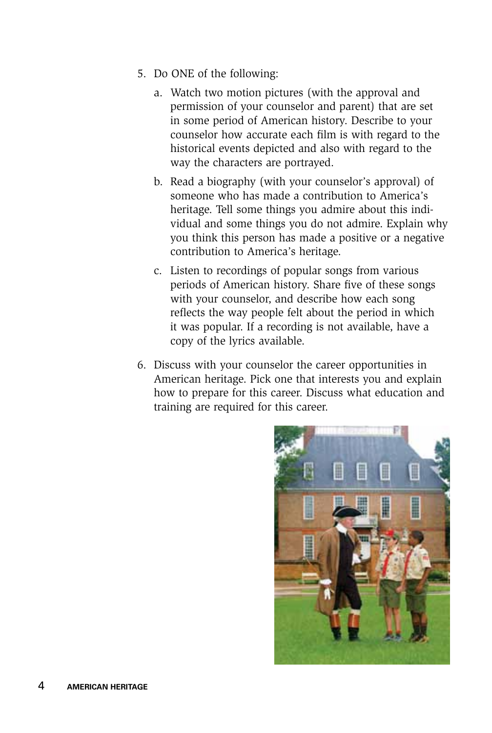5. Do ONE of the following:

   a. Watch two motion pictures (with the approval and permission of your counselor and parent) that are set in some period of American history. Describe to your counselor how accurate each film is with regard to the historical events depicted and also with regard to the way the characters are portrayed.

   b. Read a biography (with your counselor's approval) of someone who has made a contribution to America's heritage. Tell some things you admire about this individual and some things you do not admire. Explain why you think this person has made a positive or a negative contribution to America's heritage.

   c. Listen to recordings of popular songs from various periods of American history. Share five of these songs with your counselor, and describe how each song reflects the way people felt about the period in which it was popular. If a recording is not available, have a copy of the lyrics available.

6. Discuss with your counselor the career opportunities in American heritage. Pick one that interests you and explain how to prepare for this career. Discuss what education and training are required for this career.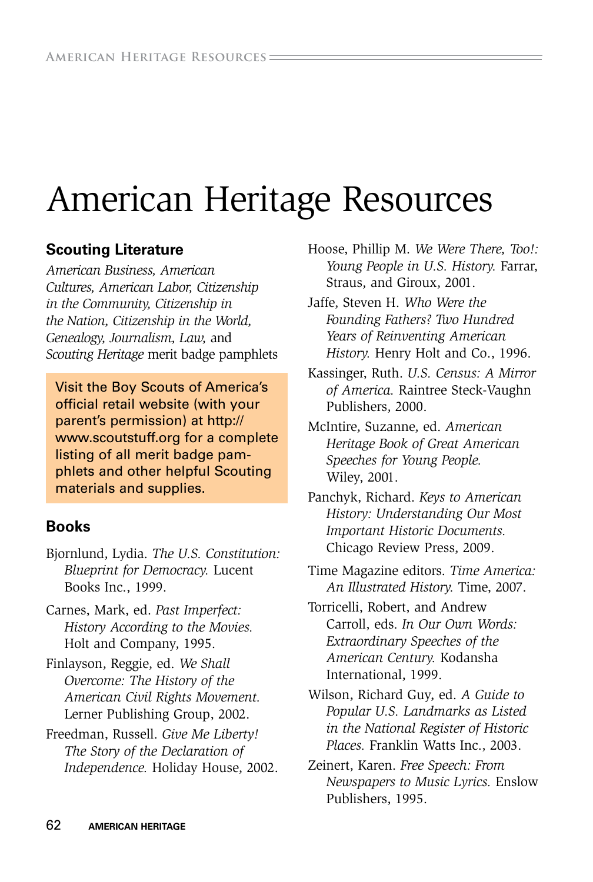# American Heritage Resources

## Scouting Literature

*American Business, American Cultures, American Labor, Citizenship in the Community, Citizenship in the Nation, Citizenship in the World, Genealogy, Journalism, Law,* and *Scouting Heritage* merit badge pamphlets

Visit the Boy Scouts of America's official retail website (with your parent's permission) at http://www.scoutstuff.org for a complete listing of all merit badge pamphlets and other helpful Scouting materials and supplies.

## Books

Bjornlund, Lydia. *The U.S. Constitution: Blueprint for Democracy.* Lucent Books Inc., 1999.

Carnes, Mark, ed. *Past Imperfect: History According to the Movies.* Holt and Company, 1995.

Finlayson, Reggie, ed. *We Shall Overcome: The History of the American Civil Rights Movement.* Lerner Publishing Group, 2002.

Freedman, Russell. *Give Me Liberty! The Story of the Declaration of Independence.* Holiday House, 2002.

Hoose, Phillip M. *We Were There, Too!: Young People in U.S. History.* Farrar, Straus, and Giroux, 2001.

Jaffe, Steven H. *Who Were the Founding Fathers? Two Hundred Years of Reinventing American History.* Henry Holt and Co., 1996.

Kassinger, Ruth. *U.S. Census: A Mirror of America.* Raintree Steck-Vaughn Publishers, 2000.

McIntire, Suzanne, ed. *American Heritage Book of Great American Speeches for Young People.* Wiley, 2001.

Panchyk, Richard. *Keys to American History: Understanding Our Most Important Historic Documents.* Chicago Review Press, 2009.

Time Magazine editors. *Time America: An Illustrated History.* Time, 2007.

Torricelli, Robert, and Andrew Carroll, eds. *In Our Own Words: Extraordinary Speeches of the American Century.* Kodansha International, 1999.

Wilson, Richard Guy, ed. *A Guide to Popular U.S. Landmarks as Listed in the National Register of Historic Places.* Franklin Watts Inc., 2003.

Zeinert, Karen. *Free Speech: From Newspapers to Music Lyrics.* Enslow Publishers, 1995.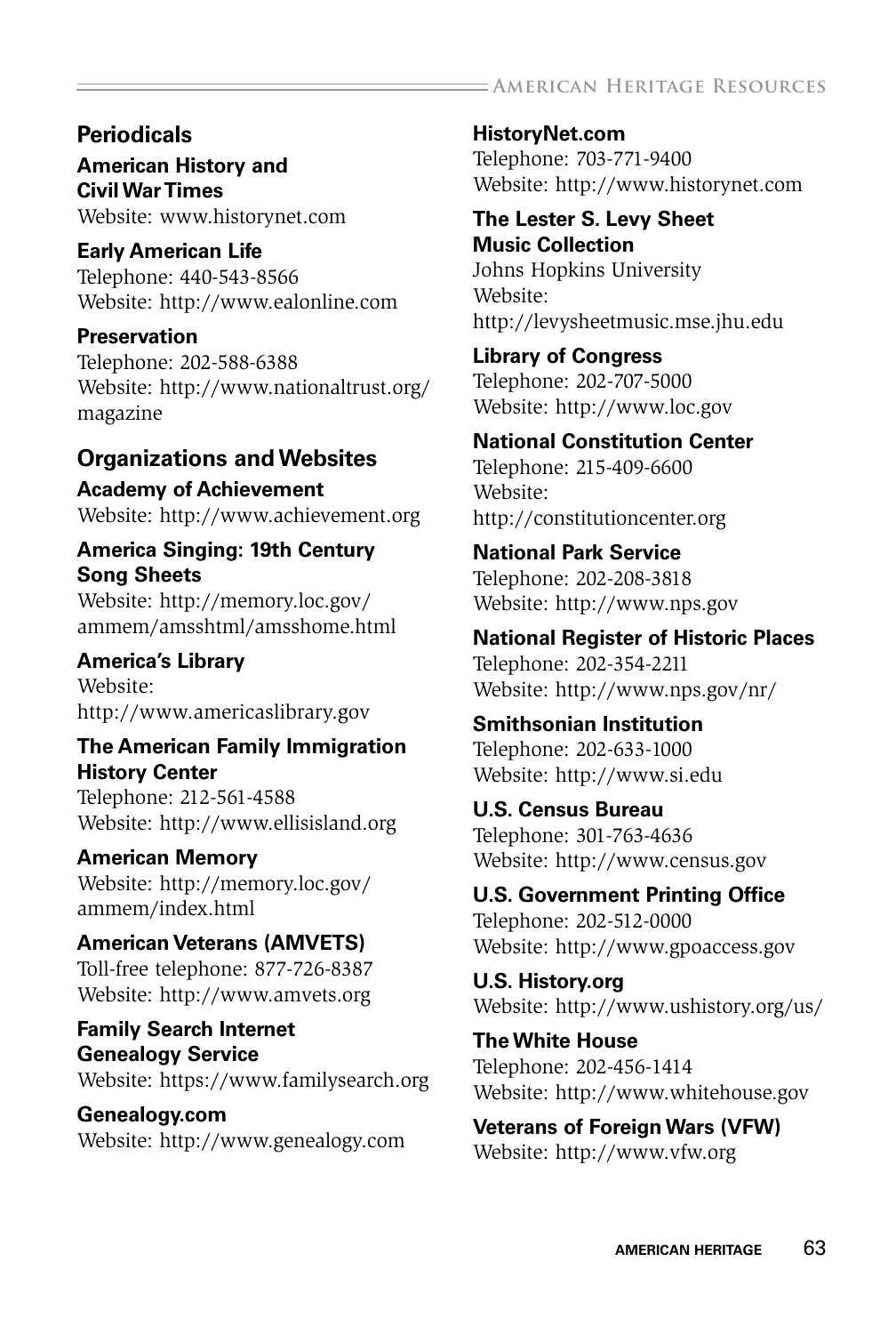## Periodicals

**American History and Civil War Times**
Website: www.historynet.com

**Early American Life**
Telephone: 440-543-8566
Website: http://www.ealonline.com

**Preservation**
Telephone: 202-588-6388
Website: http://www.nationaltrust.org/magazine

## Organizations and Websites

**Academy of Achievement**
Website: http://www.achievement.org

**America Singing: 19th Century Song Sheets**
Website: http://memory.loc.gov/ammem/amsshtml/amsshome.html

**America's Library**
Website: http://www.americaslibrary.gov

**The American Family Immigration History Center**
Telephone: 212-561-4588
Website: http://www.ellisisland.org

**American Memory**
Website: http://memory.loc.gov/ammem/index.html

**American Veterans (AMVETS)**
Toll-free telephone: 877-726-8387
Website: http://www.amvets.org

**Family Search Internet Genealogy Service**
Website: https://www.familysearch.org

**Genealogy.com**
Website: http://www.genealogy.com

**HistoryNet.com**
Telephone: 703-771-9400
Website: http://www.historynet.com

**The Lester S. Levy Sheet Music Collection**
Johns Hopkins University
Website: http://levysheetmusic.mse.jhu.edu

**Library of Congress**
Telephone: 202-707-5000
Website: http://www.loc.gov

**National Constitution Center**
Telephone: 215-409-6600
Website: http://constitutioncenter.org

**National Park Service**
Telephone: 202-208-3818
Website: http://www.nps.gov

**National Register of Historic Places**
Telephone: 202-354-2211
Website: http://www.nps.gov/nr/

**Smithsonian Institution**
Telephone: 202-633-1000
Website: http://www.si.edu

**U.S. Census Bureau**
Telephone: 301-763-4636
Website: http://www.census.gov

**U.S. Government Printing Office**
Telephone: 202-512-0000
Website: http://www.gpoaccess.gov

**U.S. History.org**
Website: http://www.ushistory.org/us/

**The White House**
Telephone: 202-456-1414
Website: http://www.whitehouse.gov

**Veterans of Foreign Wars (VFW)**
Website: http://www.vfw.org